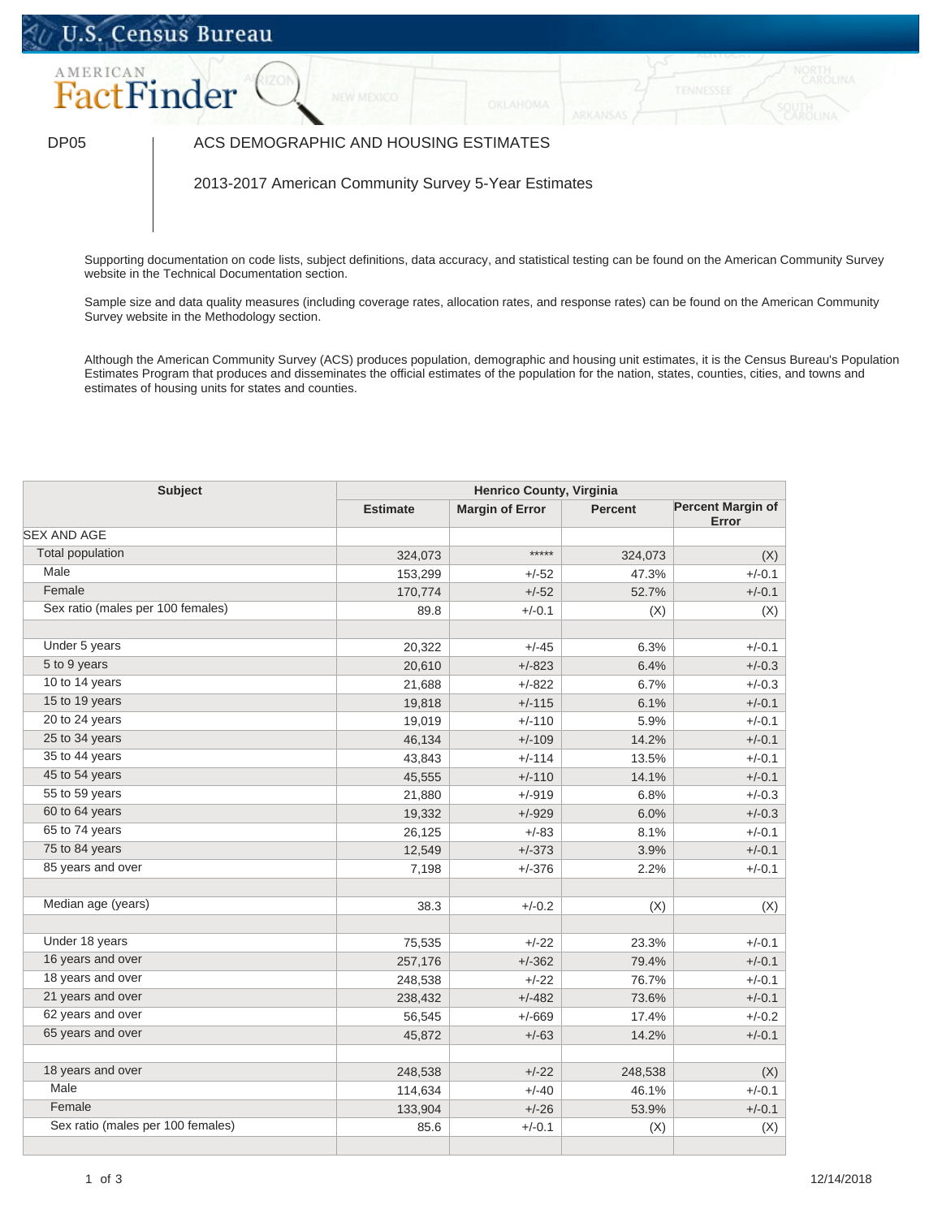U.S. Census Bureau

AMERICAN FactFinder

DP05 | ACS DEMOGRAPHIC AND HOUSING ESTIMATES

2013-2017 American Community Survey 5-Year Estimates

Supporting documentation on code lists, subject definitions, data accuracy, and statistical testing can be found on the American Community Survey website in the Technical Documentation section.

Sample size and data quality measures (including coverage rates, allocation rates, and response rates) can be found on the American Community Survey website in the Methodology section.

Although the American Community Survey (ACS) produces population, demographic and housing unit estimates, it is the Census Bureau's Population Estimates Program that produces and disseminates the official estimates of the population for the nation, states, counties, cities, and towns and estimates of housing units for states and counties.

| Subject | Henrico County, Virginia | | | |
|---|---|---|---|---|
| | Estimate | Margin of Error | Percent | Percent Margin of Error |
| SEX AND AGE | | | | |
| Total population | 324,073 | ***** | 324,073 | (X) |
| Male | 153,299 | +/-52 | 47.3% | +/-0.1 |
| Female | 170,774 | +/-52 | 52.7% | +/-0.1 |
| Sex ratio (males per 100 females) | 89.8 | +/-0.1 | (X) | (X) |
| | | | | |
| Under 5 years | 20,322 | +/-45 | 6.3% | +/-0.1 |
| 5 to 9 years | 20,610 | +/-823 | 6.4% | +/-0.3 |
| 10 to 14 years | 21,688 | +/-822 | 6.7% | +/-0.3 |
| 15 to 19 years | 19,818 | +/-115 | 6.1% | +/-0.1 |
| 20 to 24 years | 19,019 | +/-110 | 5.9% | +/-0.1 |
| 25 to 34 years | 46,134 | +/-109 | 14.2% | +/-0.1 |
| 35 to 44 years | 43,843 | +/-114 | 13.5% | +/-0.1 |
| 45 to 54 years | 45,555 | +/-110 | 14.1% | +/-0.1 |
| 55 to 59 years | 21,880 | +/-919 | 6.8% | +/-0.3 |
| 60 to 64 years | 19,332 | +/-929 | 6.0% | +/-0.3 |
| 65 to 74 years | 26,125 | +/-83 | 8.1% | +/-0.1 |
| 75 to 84 years | 12,549 | +/-373 | 3.9% | +/-0.1 |
| 85 years and over | 7,198 | +/-376 | 2.2% | +/-0.1 |
| | | | | |
| Median age (years) | 38.3 | +/-0.2 | (X) | (X) |
| | | | | |
| Under 18 years | 75,535 | +/-22 | 23.3% | +/-0.1 |
| 16 years and over | 257,176 | +/-362 | 79.4% | +/-0.1 |
| 18 years and over | 248,538 | +/-22 | 76.7% | +/-0.1 |
| 21 years and over | 238,432 | +/-482 | 73.6% | +/-0.1 |
| 62 years and over | 56,545 | +/-669 | 17.4% | +/-0.2 |
| 65 years and over | 45,872 | +/-63 | 14.2% | +/-0.1 |
| | | | | |
| 18 years and over | 248,538 | +/-22 | 248,538 | (X) |
| Male | 114,634 | +/-40 | 46.1% | +/-0.1 |
| Female | 133,904 | +/-26 | 53.9% | +/-0.1 |
| Sex ratio (males per 100 females) | 85.6 | +/-0.1 | (X) | (X) |
| | | | | |

12/14/2018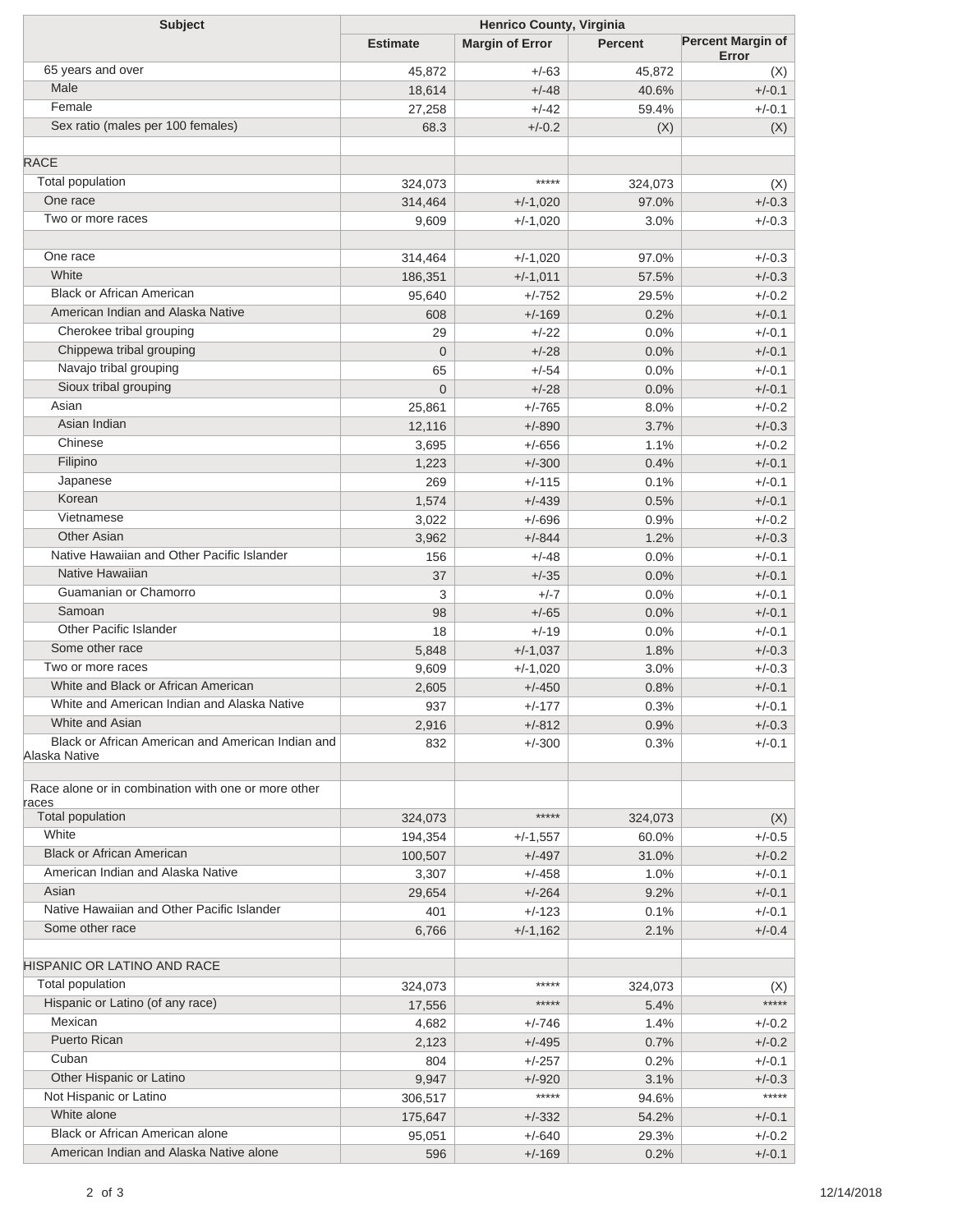| Subject | Henrico County, Virginia | | | |
|---|---|---|---|---|
| | Estimate | Margin of Error | Percent | Percent Margin of Error |
| 65 years and over | 45,872 | +/-63 | 45,872 | (X) |
| Male | 18,614 | +/-48 | 40.6% | +/-0.1 |
| Female | 27,258 | +/-42 | 59.4% | +/-0.1 |
| Sex ratio (males per 100 females) | 68.3 | +/-0.2 | (X) | (X) |
| | | | | |
| RACE | | | | |
| Total population | 324,073 | ***** | 324,073 | (X) |
| One race | 314,464 | +/-1,020 | 97.0% | +/-0.3 |
| Two or more races | 9,609 | +/-1,020 | 3.0% | +/-0.3 |
| | | | | |
| One race | 314,464 | +/-1,020 | 97.0% | +/-0.3 |
| White | 186,351 | +/-1,011 | 57.5% | +/-0.3 |
| Black or African American | 95,640 | +/-752 | 29.5% | +/-0.2 |
| American Indian and Alaska Native | 608 | +/-169 | 0.2% | +/-0.1 |
| Cherokee tribal grouping | 29 | +/-22 | 0.0% | +/-0.1 |
| Chippewa tribal grouping | 0 | +/-28 | 0.0% | +/-0.1 |
| Navajo tribal grouping | 65 | +/-54 | 0.0% | +/-0.1 |
| Sioux tribal grouping | 0 | +/-28 | 0.0% | +/-0.1 |
| Asian | 25,861 | +/-765 | 8.0% | +/-0.2 |
| Asian Indian | 12,116 | +/-890 | 3.7% | +/-0.3 |
| Chinese | 3,695 | +/-656 | 1.1% | +/-0.2 |
| Filipino | 1,223 | +/-300 | 0.4% | +/-0.1 |
| Japanese | 269 | +/-115 | 0.1% | +/-0.1 |
| Korean | 1,574 | +/-439 | 0.5% | +/-0.1 |
| Vietnamese | 3,022 | +/-696 | 0.9% | +/-0.2 |
| Other Asian | 3,962 | +/-844 | 1.2% | +/-0.3 |
| Native Hawaiian and Other Pacific Islander | 156 | +/-48 | 0.0% | +/-0.1 |
| Native Hawaiian | 37 | +/-35 | 0.0% | +/-0.1 |
| Guamanian or Chamorro | 3 | +/-7 | 0.0% | +/-0.1 |
| Samoan | 98 | +/-65 | 0.0% | +/-0.1 |
| Other Pacific Islander | 18 | +/-19 | 0.0% | +/-0.1 |
| Some other race | 5,848 | +/-1,037 | 1.8% | +/-0.3 |
| Two or more races | 9,609 | +/-1,020 | 3.0% | +/-0.3 |
| White and Black or African American | 2,605 | +/-450 | 0.8% | +/-0.1 |
| White and American Indian and Alaska Native | 937 | +/-177 | 0.3% | +/-0.1 |
| White and Asian | 2,916 | +/-812 | 0.9% | +/-0.3 |
| Black or African American and American Indian and Alaska Native | 832 | +/-300 | 0.3% | +/-0.1 |
| | | | | |
| Race alone or in combination with one or more other races | | | | |
| Total population | 324,073 | ***** | 324,073 | (X) |
| White | 194,354 | +/-1,557 | 60.0% | +/-0.5 |
| Black or African American | 100,507 | +/-497 | 31.0% | +/-0.2 |
| American Indian and Alaska Native | 3,307 | +/-458 | 1.0% | +/-0.1 |
| Asian | 29,654 | +/-264 | 9.2% | +/-0.1 |
| Native Hawaiian and Other Pacific Islander | 401 | +/-123 | 0.1% | +/-0.1 |
| Some other race | 6,766 | +/-1,162 | 2.1% | +/-0.4 |
| | | | | |
| HISPANIC OR LATINO AND RACE | | | | |
| Total population | 324,073 | ***** | 324,073 | (X) |
| Hispanic or Latino (of any race) | 17,556 | ***** | 5.4% | ***** |
| Mexican | 4,682 | +/-746 | 1.4% | +/-0.2 |
| Puerto Rican | 2,123 | +/-495 | 0.7% | +/-0.2 |
| Cuban | 804 | +/-257 | 0.2% | +/-0.1 |
| Other Hispanic or Latino | 9,947 | +/-920 | 3.1% | +/-0.3 |
| Not Hispanic or Latino | 306,517 | ***** | 94.6% | ***** |
| White alone | 175,647 | +/-332 | 54.2% | +/-0.1 |
| Black or African American alone | 95,051 | +/-640 | 29.3% | +/-0.2 |
| American Indian and Alaska Native alone | 596 | +/-169 | 0.2% | +/-0.1 |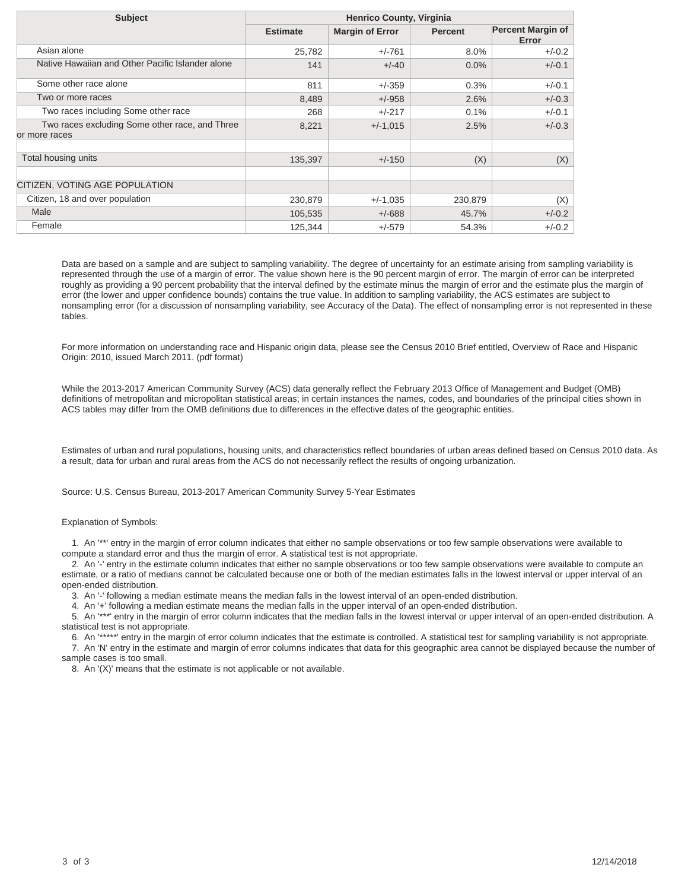| Subject | Henrico County, Virginia | | | |
|---|---|---|---|---|
| | Estimate | Margin of Error | Percent | Percent Margin of Error |
| Asian alone | 25,782 | +/-761 | 8.0% | +/-0.2 |
| Native Hawaiian and Other Pacific Islander alone | 141 | +/-40 | 0.0% | +/-0.1 |
| Some other race alone | 811 | +/-359 | 0.3% | +/-0.1 |
| Two or more races | 8,489 | +/-958 | 2.6% | +/-0.3 |
| Two races including Some other race | 268 | +/-217 | 0.1% | +/-0.1 |
| Two races excluding Some other race, and Three or more races | 8,221 | +/-1,015 | 2.5% | +/-0.3 |
| | | | | |
| Total housing units | 135,397 | +/-150 | (X) | (X) |
| | | | | |
| CITIZEN, VOTING AGE POPULATION | | | | |
| Citizen, 18 and over population | 230,879 | +/-1,035 | 230,879 | (X) |
| Male | 105,535 | +/-688 | 45.7% | +/-0.2 |
| Female | 125,344 | +/-579 | 54.3% | +/-0.2 |

Data are based on a sample and are subject to sampling variability. The degree of uncertainty for an estimate arising from sampling variability is represented through the use of a margin of error. The value shown here is the 90 percent margin of error. The margin of error can be interpreted roughly as providing a 90 percent probability that the interval defined by the estimate minus the margin of error and the estimate plus the margin of error (the lower and upper confidence bounds) contains the true value. In addition to sampling variability, the ACS estimates are subject to nonsampling error (for a discussion of nonsampling variability, see Accuracy of the Data). The effect of nonsampling error is not represented in these tables.

For more information on understanding race and Hispanic origin data, please see the Census 2010 Brief entitled, Overview of Race and Hispanic Origin: 2010, issued March 2011. (pdf format)

While the 2013-2017 American Community Survey (ACS) data generally reflect the February 2013 Office of Management and Budget (OMB) definitions of metropolitan and micropolitan statistical areas; in certain instances the names, codes, and boundaries of the principal cities shown in ACS tables may differ from the OMB definitions due to differences in the effective dates of the geographic entities.

Estimates of urban and rural populations, housing units, and characteristics reflect boundaries of urban areas defined based on Census 2010 data. As a result, data for urban and rural areas from the ACS do not necessarily reflect the results of ongoing urbanization.

Source: U.S. Census Bureau, 2013-2017 American Community Survey 5-Year Estimates

Explanation of Symbols:

1. An '**' entry in the margin of error column indicates that either no sample observations or too few sample observations were available to compute a standard error and thus the margin of error. A statistical test is not appropriate.
2. An '-' entry in the estimate column indicates that either no sample observations or too few sample observations were available to compute an estimate, or a ratio of medians cannot be calculated because one or both of the median estimates falls in the lowest interval or upper interval of an open-ended distribution.
3. An '-' following a median estimate means the median falls in the lowest interval of an open-ended distribution.
4. An '+' following a median estimate means the median falls in the upper interval of an open-ended distribution.
5. An '***' entry in the margin of error column indicates that the median falls in the lowest interval or upper interval of an open-ended distribution. A statistical test is not appropriate.
6. An '*****' entry in the margin of error column indicates that the estimate is controlled. A statistical test for sampling variability is not appropriate.
7. An 'N' entry in the estimate and margin of error columns indicates that data for this geographic area cannot be displayed because the number of sample cases is too small.
8. An '(X)' means that the estimate is not applicable or not available.